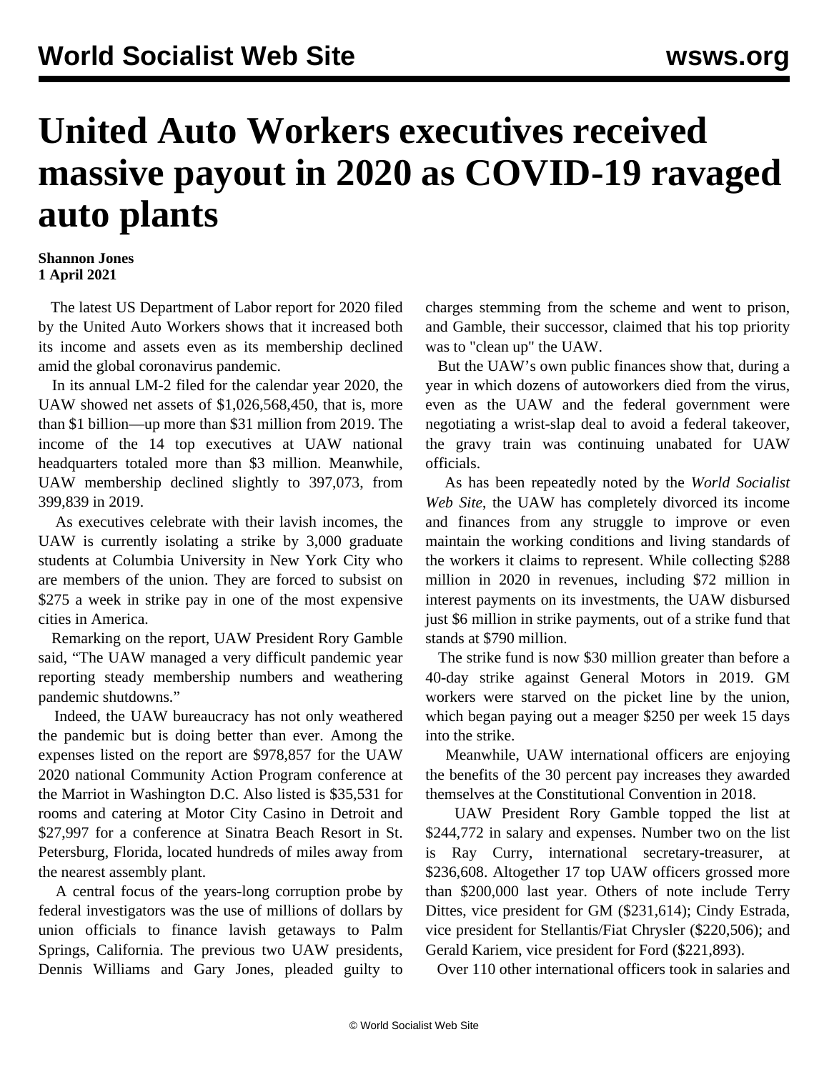# United Auto Workers executives received massive payout in 2020 as COVID-19 ravaged auto plants

**Shannon Jones**
**1 April 2021**

The latest US Department of Labor report for 2020 filed by the United Auto Workers shows that it increased both its income and assets even as its membership declined amid the global coronavirus pandemic.

In its annual LM-2 filed for the calendar year 2020, the UAW showed net assets of $1,026,568,450, that is, more than $1 billion—up more than $31 million from 2019. The income of the 14 top executives at UAW national headquarters totaled more than $3 million. Meanwhile, UAW membership declined slightly to 397,073, from 399,839 in 2019.

As executives celebrate with their lavish incomes, the UAW is currently isolating a strike by 3,000 graduate students at Columbia University in New York City who are members of the union. They are forced to subsist on $275 a week in strike pay in one of the most expensive cities in America.

Remarking on the report, UAW President Rory Gamble said, "The UAW managed a very difficult pandemic year reporting steady membership numbers and weathering pandemic shutdowns."

Indeed, the UAW bureaucracy has not only weathered the pandemic but is doing better than ever. Among the expenses listed on the report are $978,857 for the UAW 2020 national Community Action Program conference at the Marriot in Washington D.C. Also listed is $35,531 for rooms and catering at Motor City Casino in Detroit and $27,997 for a conference at Sinatra Beach Resort in St. Petersburg, Florida, located hundreds of miles away from the nearest assembly plant.

A central focus of the years-long corruption probe by federal investigators was the use of millions of dollars by union officials to finance lavish getaways to Palm Springs, California. The previous two UAW presidents, Dennis Williams and Gary Jones, pleaded guilty to charges stemming from the scheme and went to prison, and Gamble, their successor, claimed that his top priority was to "clean up" the UAW.

But the UAW's own public finances show that, during a year in which dozens of autoworkers died from the virus, even as the UAW and the federal government were negotiating a wrist-slap deal to avoid a federal takeover, the gravy train was continuing unabated for UAW officials.

As has been repeatedly noted by the *World Socialist Web Site*, the UAW has completely divorced its income and finances from any struggle to improve or even maintain the working conditions and living standards of the workers it claims to represent. While collecting $288 million in 2020 in revenues, including $72 million in interest payments on its investments, the UAW disbursed just $6 million in strike payments, out of a strike fund that stands at $790 million.

The strike fund is now $30 million greater than before a 40-day strike against General Motors in 2019. GM workers were starved on the picket line by the union, which began paying out a meager $250 per week 15 days into the strike.

Meanwhile, UAW international officers are enjoying the benefits of the 30 percent pay increases they awarded themselves at the Constitutional Convention in 2018.

UAW President Rory Gamble topped the list at $244,772 in salary and expenses. Number two on the list is Ray Curry, international secretary-treasurer, at $236,608. Altogether 17 top UAW officers grossed more than $200,000 last year. Others of note include Terry Dittes, vice president for GM ($231,614); Cindy Estrada, vice president for Stellantis/Fiat Chrysler ($220,506); and Gerald Kariem, vice president for Ford ($221,893).

Over 110 other international officers took in salaries and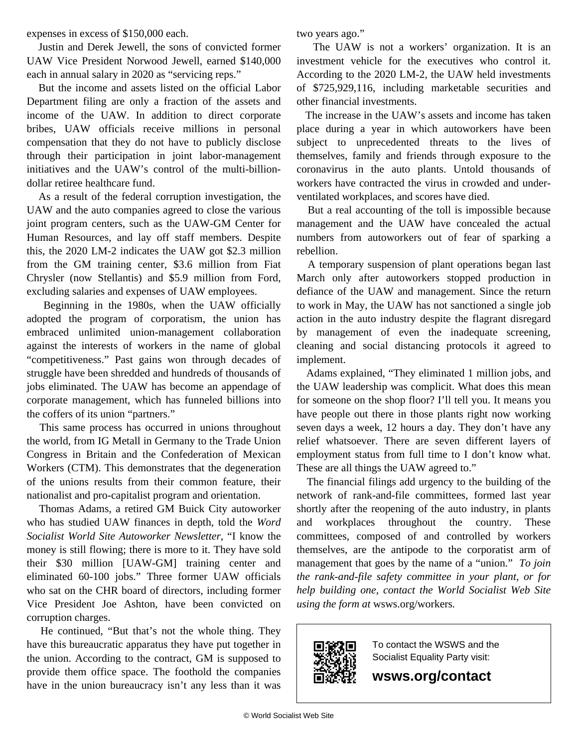expenses in excess of $150,000 each.

Justin and Derek Jewell, the sons of convicted former UAW Vice President Norwood Jewell, earned $140,000 each in annual salary in 2020 as "servicing reps."

But the income and assets listed on the official Labor Department filing are only a fraction of the assets and income of the UAW. In addition to direct corporate bribes, UAW officials receive millions in personal compensation that they do not have to publicly disclose through their participation in joint labor-management initiatives and the UAW's control of the multi-billion-dollar retiree healthcare fund.

As a result of the federal corruption investigation, the UAW and the auto companies agreed to close the various joint program centers, such as the UAW-GM Center for Human Resources, and lay off staff members. Despite this, the 2020 LM-2 indicates the UAW got $2.3 million from the GM training center, $3.6 million from Fiat Chrysler (now Stellantis) and $5.9 million from Ford, excluding salaries and expenses of UAW employees.

Beginning in the 1980s, when the UAW officially adopted the program of corporatism, the union has embraced unlimited union-management collaboration against the interests of workers in the name of global "competitiveness." Past gains won through decades of struggle have been shredded and hundreds of thousands of jobs eliminated. The UAW has become an appendage of corporate management, which has funneled billions into the coffers of its union "partners."

This same process has occurred in unions throughout the world, from IG Metall in Germany to the Trade Union Congress in Britain and the Confederation of Mexican Workers (CTM). This demonstrates that the degeneration of the unions results from their common feature, their nationalist and pro-capitalist program and orientation.

Thomas Adams, a retired GM Buick City autoworker who has studied UAW finances in depth, told the *Word Socialist World Site Autoworker Newsletter*, "I know the money is still flowing; there is more to it. They have sold their $30 million [UAW-GM] training center and eliminated 60-100 jobs." Three former UAW officials who sat on the CHR board of directors, including former Vice President Joe Ashton, have been convicted on corruption charges.

He continued, "But that's not the whole thing. They have this bureaucratic apparatus they have put together in the union. According to the contract, GM is supposed to provide them office space. The foothold the companies have in the union bureaucracy isn't any less than it was two years ago."

The UAW is not a workers' organization. It is an investment vehicle for the executives who control it. According to the 2020 LM-2, the UAW held investments of $725,929,116, including marketable securities and other financial investments.

The increase in the UAW's assets and income has taken place during a year in which autoworkers have been subject to unprecedented threats to the lives of themselves, family and friends through exposure to the coronavirus in the auto plants. Untold thousands of workers have contracted the virus in crowded and under-ventilated workplaces, and scores have died.

But a real accounting of the toll is impossible because management and the UAW have concealed the actual numbers from autoworkers out of fear of sparking a rebellion.

A temporary suspension of plant operations began last March only after autoworkers stopped production in defiance of the UAW and management. Since the return to work in May, the UAW has not sanctioned a single job action in the auto industry despite the flagrant disregard by management of even the inadequate screening, cleaning and social distancing protocols it agreed to implement.

Adams explained, "They eliminated 1 million jobs, and the UAW leadership was complicit. What does this mean for someone on the shop floor? I'll tell you. It means you have people out there in those plants right now working seven days a week, 12 hours a day. They don't have any relief whatsoever. There are seven different layers of employment status from full time to I don't know what. These are all things the UAW agreed to."

The financial filings add urgency to the building of the network of rank-and-file committees, formed last year shortly after the reopening of the auto industry, in plants and workplaces throughout the country. These committees, composed of and controlled by workers themselves, are the antipode to the corporatist arm of management that goes by the name of a "union." *To join the rank-and-file safety committee in your plant, or for help building one, contact the World Socialist Web Site using the form at* wsws.org/workers*.*

To contact the WSWS and the Socialist Equality Party visit:

**wsws.org/contact**